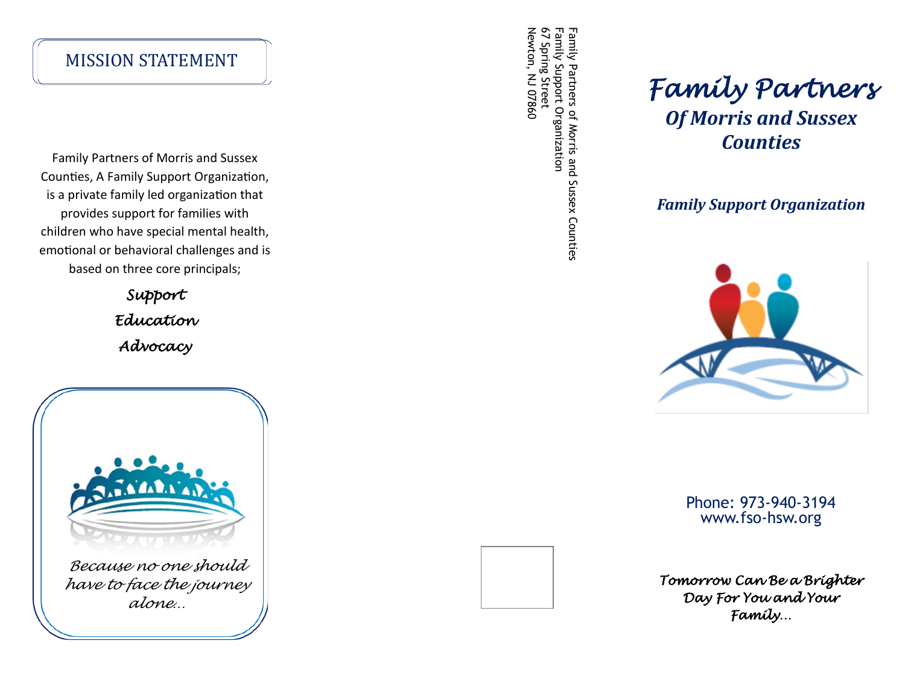## MISSION STATEMENT

Family Partners of Morris and Sussex Counties, A Family Support Organization, is a private family led organization that provides support for families with children who have special mental health, emotional or behavioral challenges and is based on three core principals;

*Support*

*Education*

*Advocacy*

*Because no one should have to face the journey alone...*

Family Partners of Morris and Sussex Counties
Family Support Organization
67 Spring Street
Newton, NJ 07860

# *Family Partners*

## *Of Morris and Sussex Counties*

### *Family Support Organization*

Phone: 973-940-3194
www.fso-hsw.org

***Tomorrow Can Be a Brighter Day For You and Your Family...***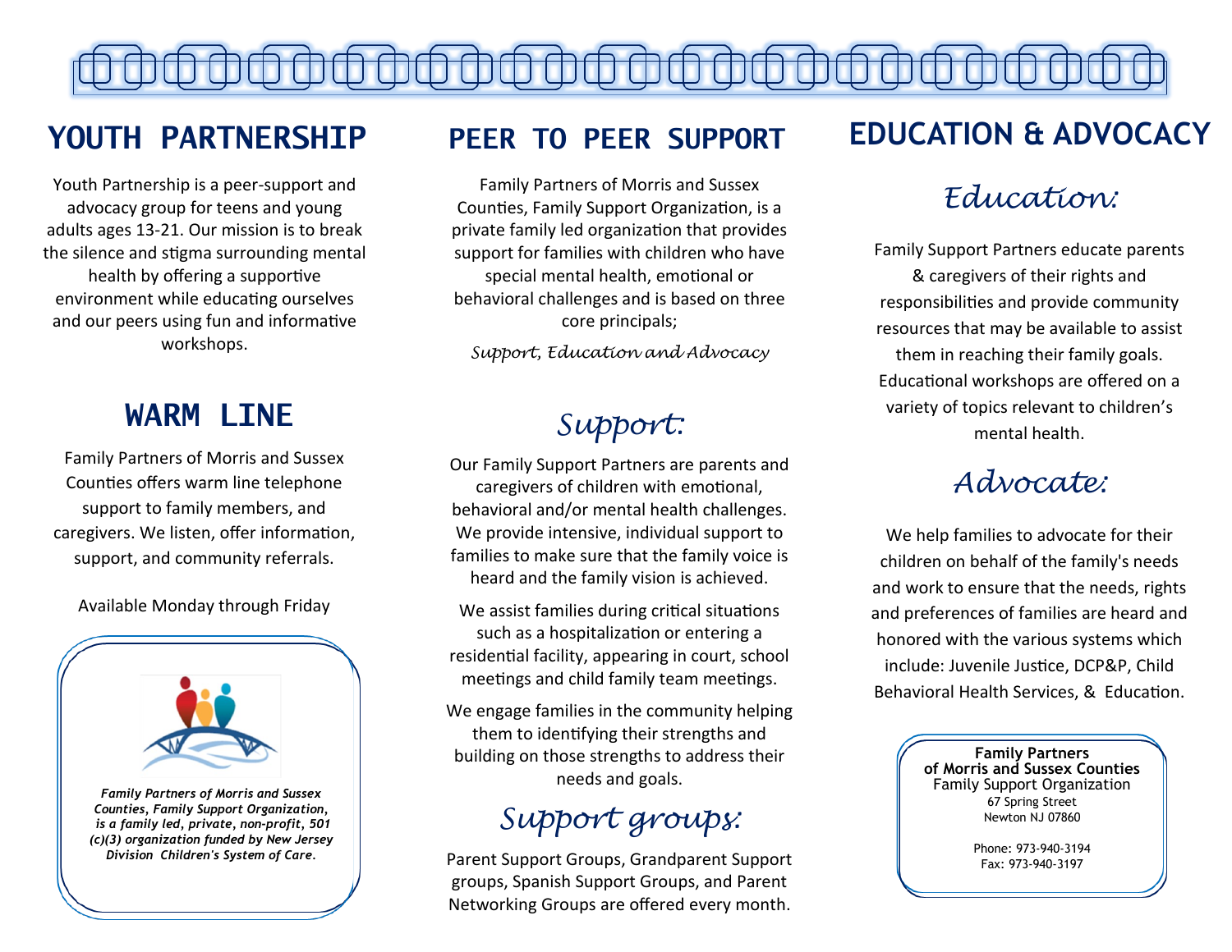## YOUTH PARTNERSHIP

Youth Partnership is a peer-support and advocacy group for teens and young adults ages 13-21. Our mission is to break the silence and stigma surrounding mental health by offering a supportive environment while educating ourselves and our peers using fun and informative workshops.

## WARM LINE

Family Partners of Morris and Sussex Counties offers warm line telephone support to family members, and caregivers. We listen, offer information, support, and community referrals.

Available Monday through Friday

***Family Partners of Morris and Sussex Counties, Family Support Organization, is a family led, private, non-profit, 501 (c)(3) organization funded by New Jersey Division Children's System of Care.***

## PEER TO PEER SUPPORT

Family Partners of Morris and Sussex Counties, Family Support Organization, is a private family led organization that provides support for families with children who have special mental health, emotional or behavioral challenges and is based on three core principals;

*Support, Education and Advocacy*

### *Support:*

Our Family Support Partners are parents and caregivers of children with emotional, behavioral and/or mental health challenges. We provide intensive, individual support to families to make sure that the family voice is heard and the family vision is achieved.

We assist families during critical situations such as a hospitalization or entering a residential facility, appearing in court, school meetings and child family team meetings.

We engage families in the community helping them to identifying their strengths and building on those strengths to address their needs and goals.

### *Support groups:*

Parent Support Groups, Grandparent Support groups, Spanish Support Groups, and Parent Networking Groups are offered every month.

## EDUCATION & ADVOCACY

### *Education:*

Family Support Partners educate parents & caregivers of their rights and responsibilities and provide community resources that may be available to assist them in reaching their family goals. Educational workshops are offered on a variety of topics relevant to children's mental health.

### *Advocate:*

We help families to advocate for their children on behalf of the family's needs and work to ensure that the needs, rights and preferences of families are heard and honored with the various systems which include: Juvenile Justice, DCP&P, Child Behavioral Health Services, & Education.

**Family Partners of Morris and Sussex Counties**
Family Support Organization
67 Spring Street
Newton NJ 07860

Phone: 973-940-3194
Fax: 973-940-3197